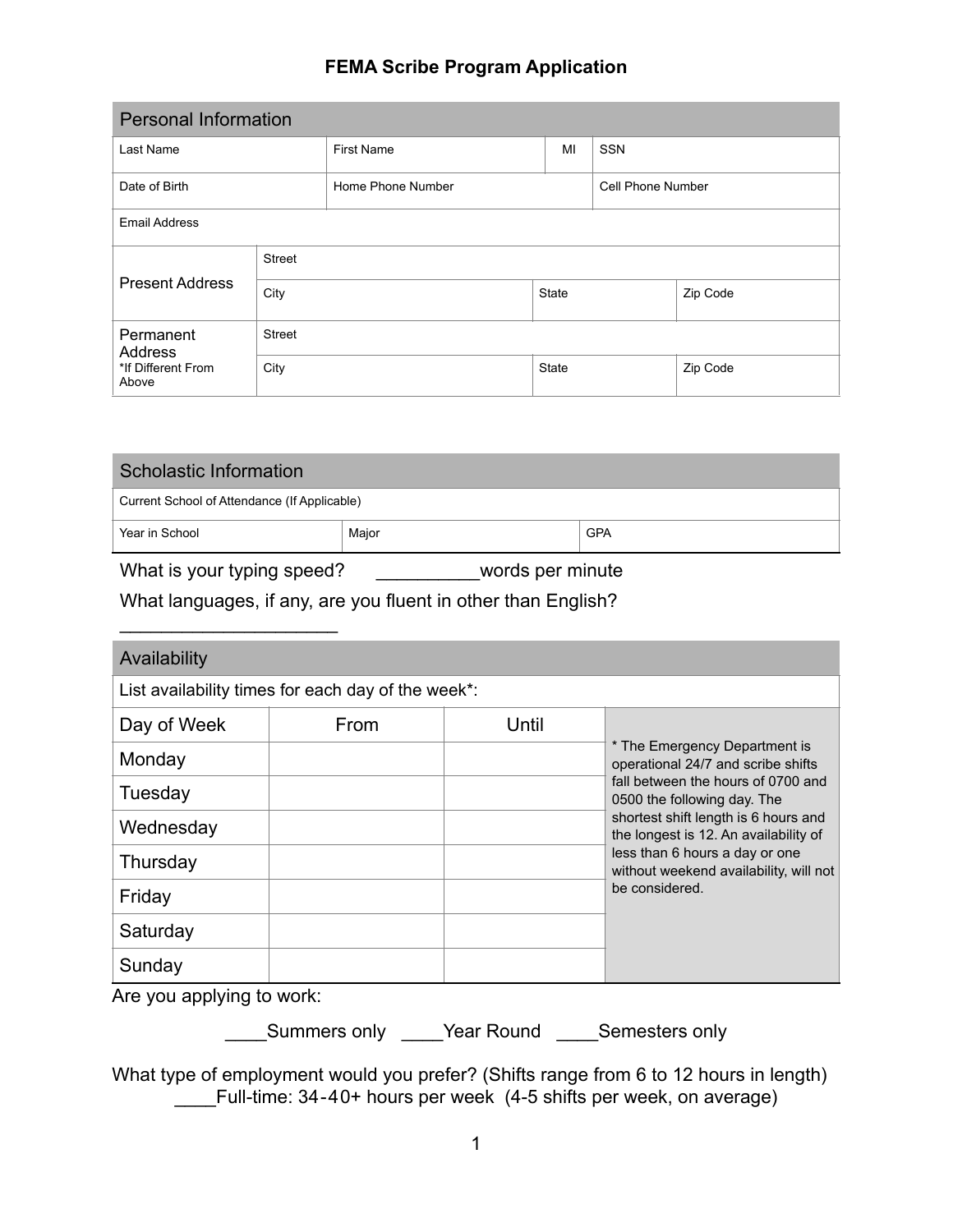# FEMA Scribe Program Application

## Personal Information

| Last Name | First Name | MI | SSN |
|---|---|---|---|
| Date of Birth | Home Phone Number | | Cell Phone Number |
| Email Address | | | |

| Present Address | Street | | |
|---|---|---|---|
| | City | State | Zip Code |

| Permanent Address *If Different From Above | Street | | |
|---|---|---|---|
| | City | State | Zip Code |

## Scholastic Information

| Current School of Attendance (If Applicable) | | |
|---|---|---|
| Year in School | Major | GPA |

What is your typing speed? __________words per minute

What languages, if any, are you fluent in other than English? ____________________

## Availability

List availability times for each day of the week*:

| Day of Week | From | Until |
|---|---|---|
| Monday | | |
| Tuesday | | |
| Wednesday | | |
| Thursday | | |
| Friday | | |
| Saturday | | |
| Sunday | | |

* The Emergency Department is operational 24/7 and scribe shifts fall between the hours of 0700 and 0500 the following day. The shortest shift length is 6 hours and the longest is 12. An availability of less than 6 hours a day or one without weekend availability, will not be considered.

Are you applying to work:

____Summers only ____Year Round ____Semesters only

What type of employment would you prefer? (Shifts range from 6 to 12 hours in length)

____Full-time: 34-40+ hours per week (4-5 shifts per week, on average)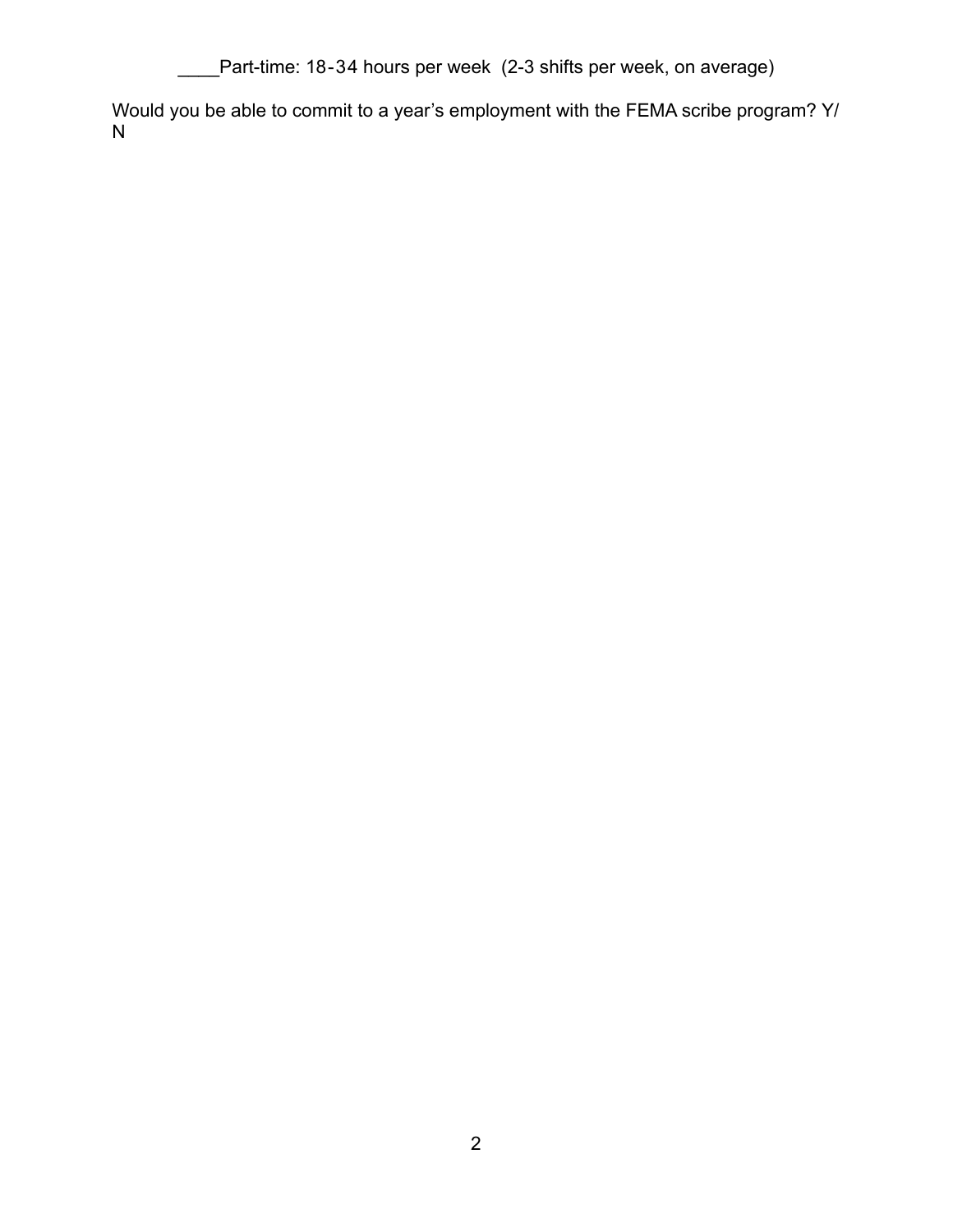____Part-time: 18-34 hours per week  (2-3 shifts per week, on average)

Would you be able to commit to a year's employment with the FEMA scribe program? Y/ N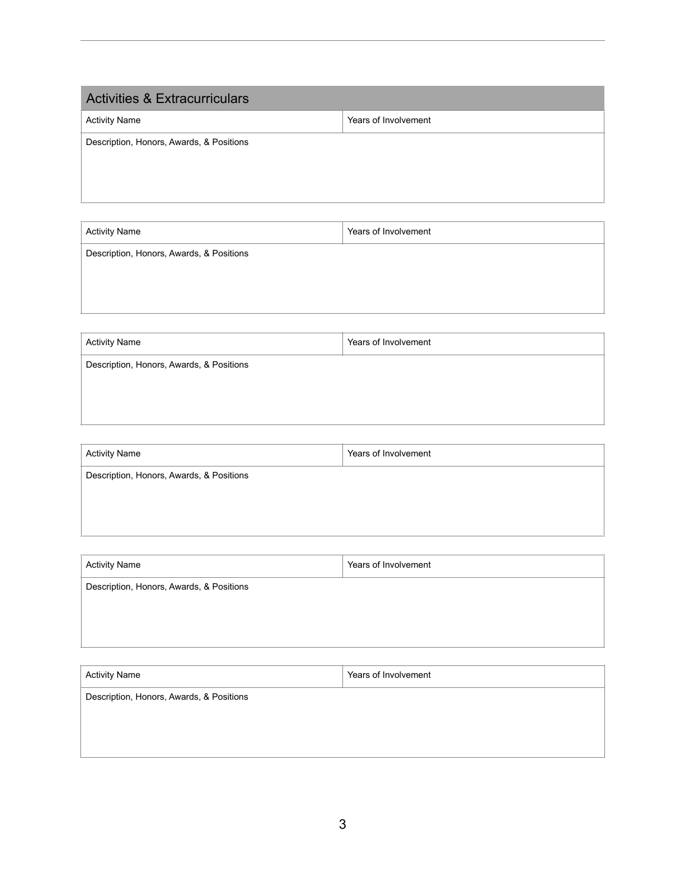## Activities & Extracurriculars

| Activity Name | Years of Involvement |
|---|---|
| Description, Honors, Awards, & Positions | |

| Activity Name | Years of Involvement |
|---|---|
| Description, Honors, Awards, & Positions | |

| Activity Name | Years of Involvement |
|---|---|
| Description, Honors, Awards, & Positions | |

| Activity Name | Years of Involvement |
|---|---|
| Description, Honors, Awards, & Positions | |

| Activity Name | Years of Involvement |
|---|---|
| Description, Honors, Awards, & Positions | |

| Activity Name | Years of Involvement |
|---|---|
| Description, Honors, Awards, & Positions | |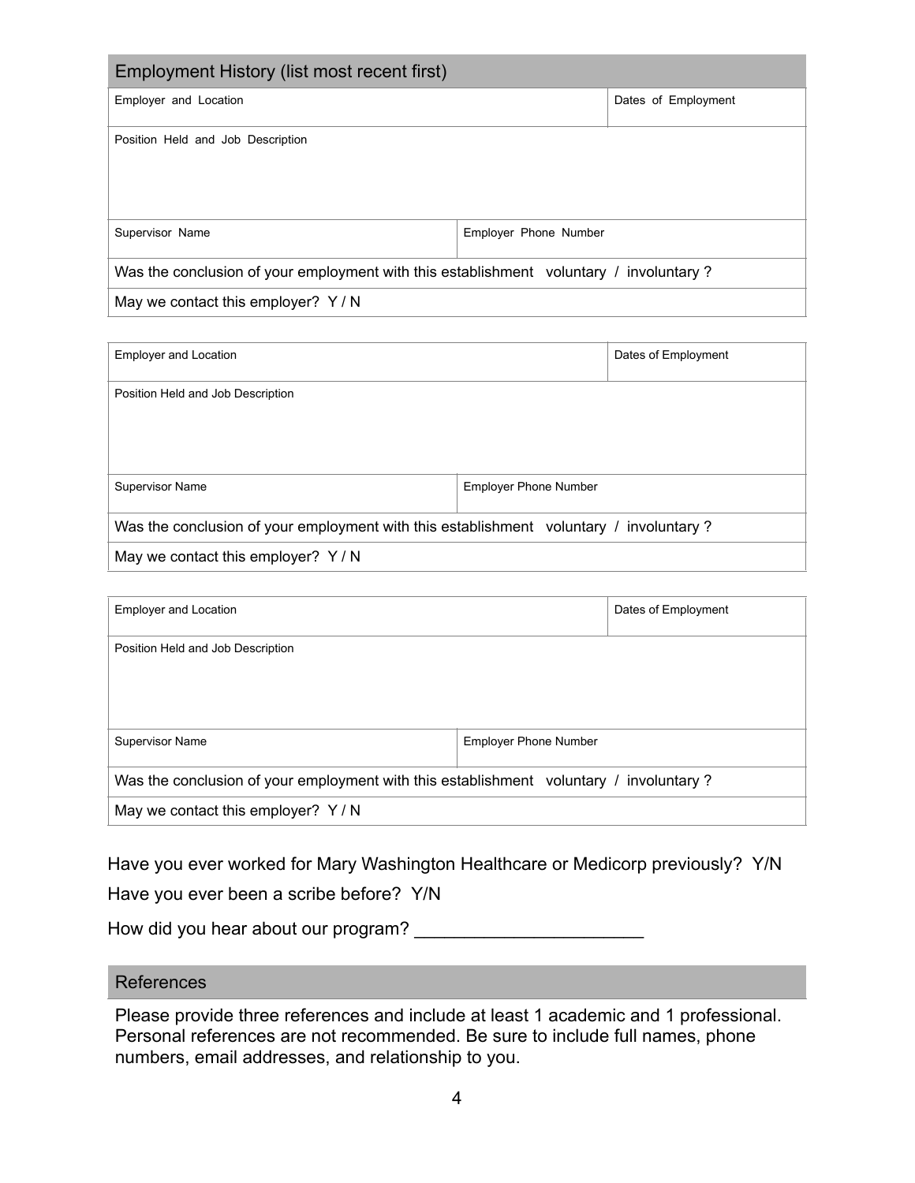## Employment History (list most recent first)

| Employer and Location | | Dates of Employment |
|---|---|---|
| Position Held and Job Description | | |
| Supervisor Name | Employer Phone Number | |
| Was the conclusion of your employment with this establishment voluntary / involuntary ? | | |
| May we contact this employer? Y / N | | |

| Employer and Location | | Dates of Employment |
|---|---|---|
| Position Held and Job Description | | |
| Supervisor Name | Employer Phone Number | |
| Was the conclusion of your employment with this establishment voluntary / involuntary ? | | |
| May we contact this employer? Y / N | | |

| Employer and Location | | Dates of Employment |
|---|---|---|
| Position Held and Job Description | | |
| Supervisor Name | Employer Phone Number | |
| Was the conclusion of your employment with this establishment voluntary / involuntary ? | | |
| May we contact this employer? Y / N | | |

Have you ever worked for Mary Washington Healthcare or Medicorp previously? Y/N

Have you ever been a scribe before? Y/N

How did you hear about our program? ______________________

## References

Please provide three references and include at least 1 academic and 1 professional. Personal references are not recommended. Be sure to include full names, phone numbers, email addresses, and relationship to you.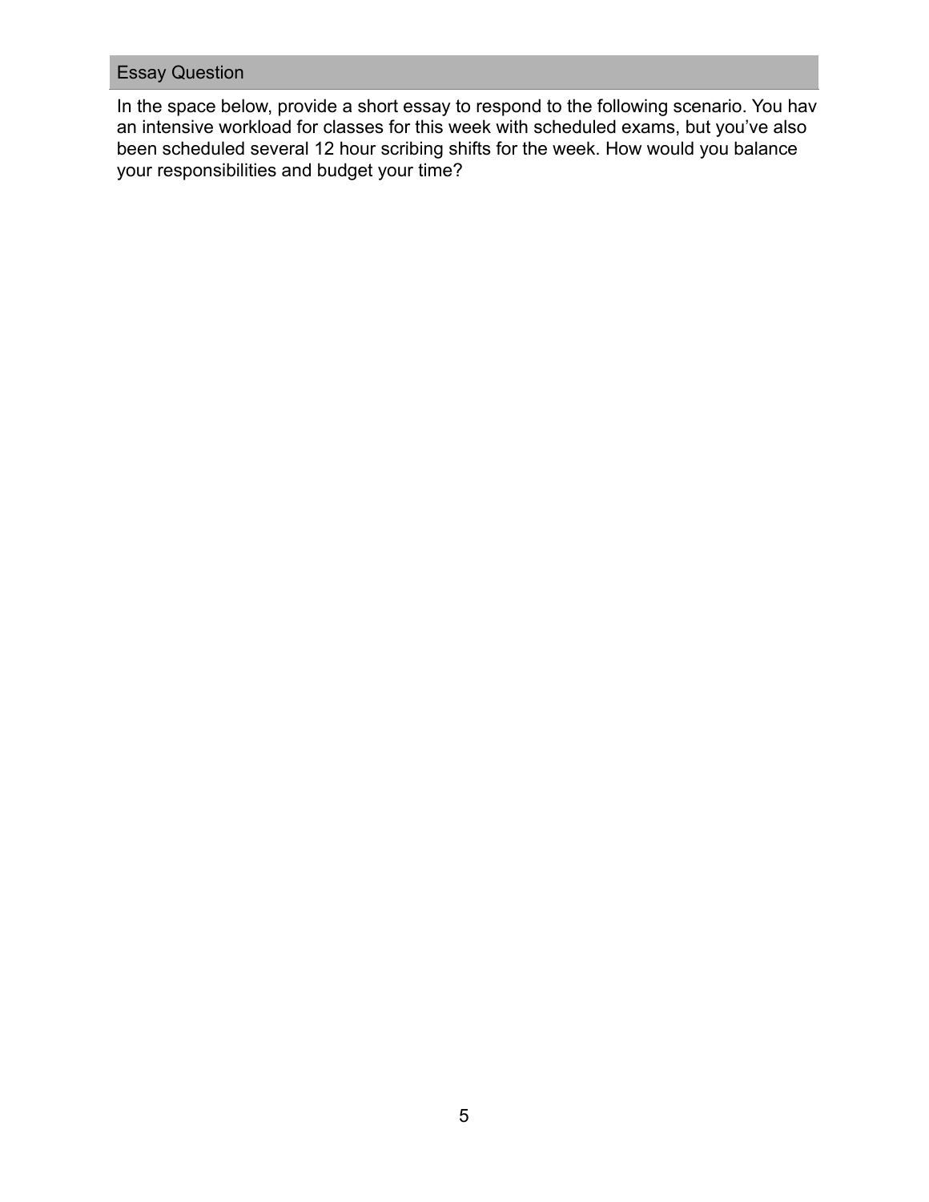## Essay Question

In the space below, provide a short essay to respond to the following scenario. You hav an intensive workload for classes for this week with scheduled exams, but you've also been scheduled several 12 hour scribing shifts for the week. How would you balance your responsibilities and budget your time?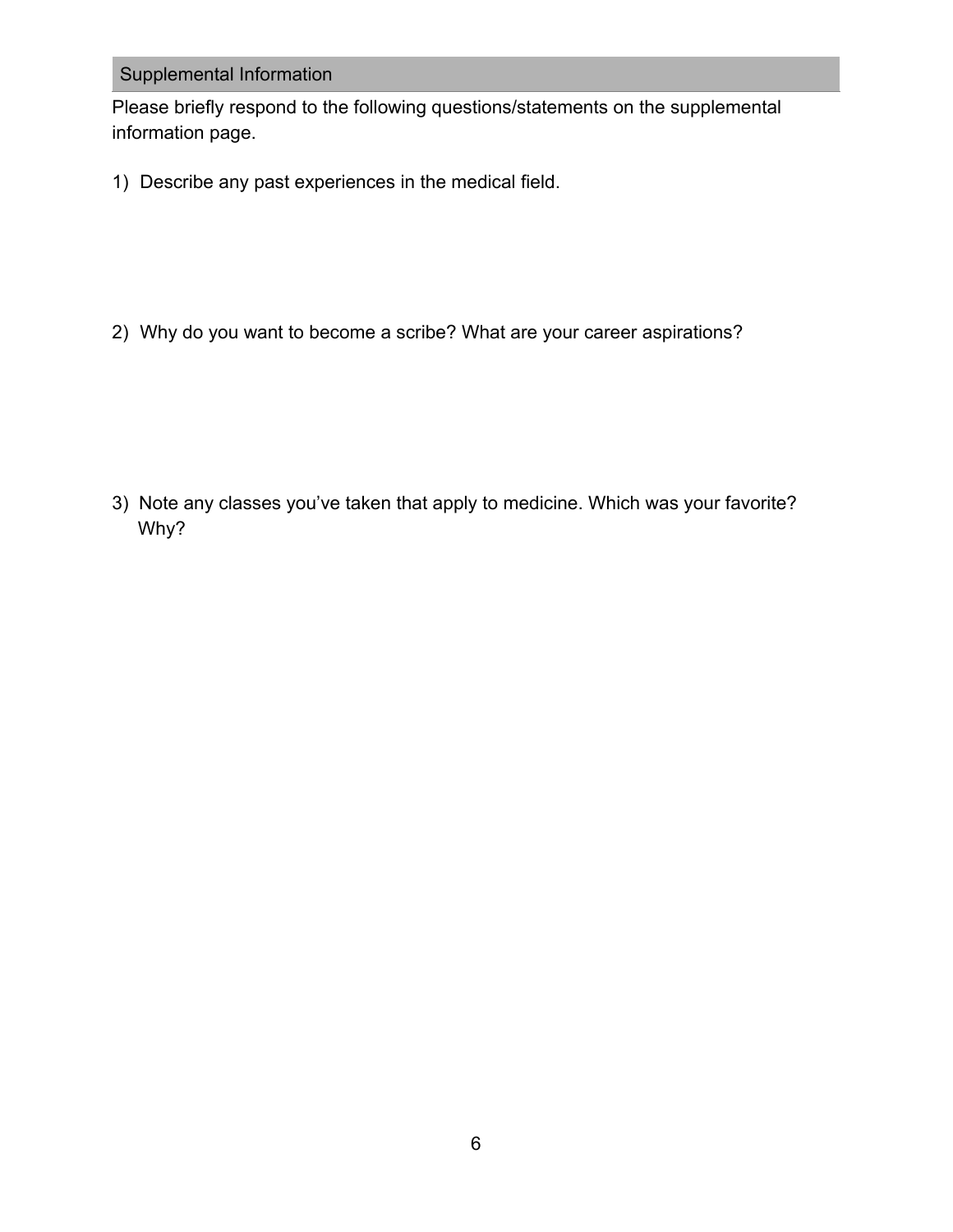## Supplemental Information

Please briefly respond to the following questions/statements on the supplemental information page.

1) Describe any past experiences in the medical field.

2) Why do you want to become a scribe? What are your career aspirations?

3) Note any classes you've taken that apply to medicine. Which was your favorite? Why?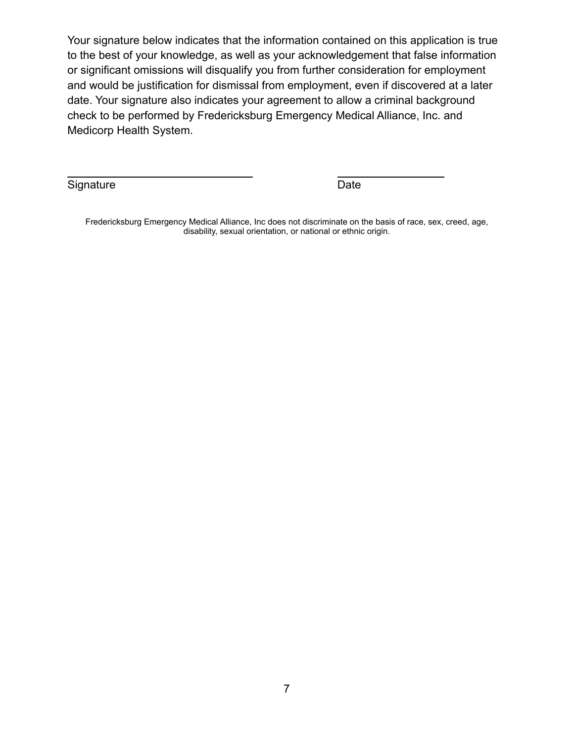Your signature below indicates that the information contained on this application is true to the best of your knowledge, as well as your acknowledgement that false information or significant omissions will disqualify you from further consideration for employment and would be justification for dismissal from employment, even if discovered at a later date. Your signature also indicates your agreement to allow a criminal background check to be performed by Fredericksburg Emergency Medical Alliance, Inc. and Medicorp Health System.

______________________________ Signature

________________ Date

Fredericksburg Emergency Medical Alliance, Inc does not discriminate on the basis of race, sex, creed, age, disability, sexual orientation, or national or ethnic origin.